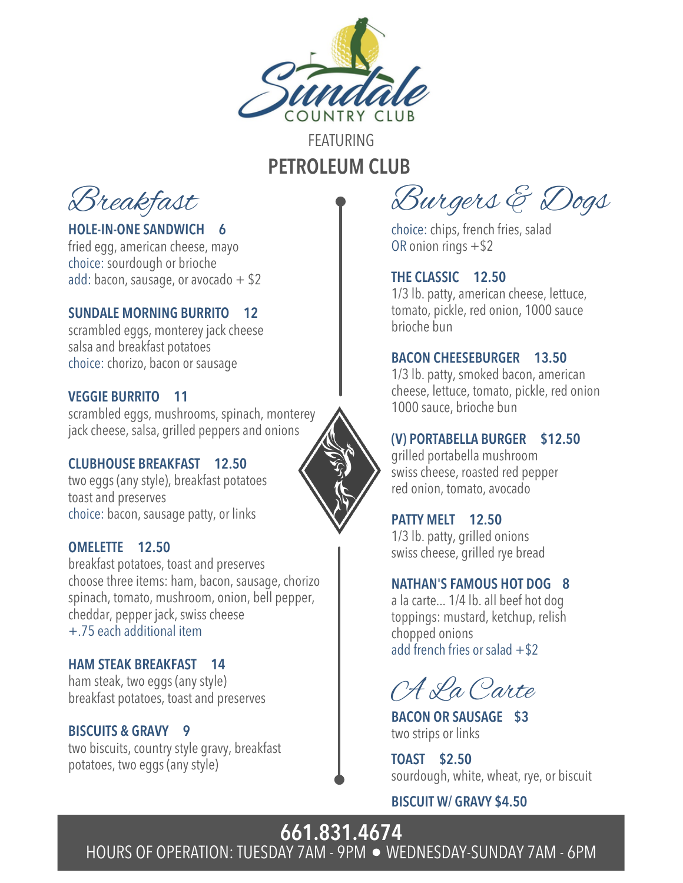# Sundale Country Club

FEATURING

**PETROLEUM CLUB**

## Breakfast

### HOLE-IN-ONE SANDWICH 6
fried egg, american cheese, mayo
choice: sourdough or brioche
add: bacon, sausage, or avocado + $2

### SUNDALE MORNING BURRITO 12
scrambled eggs, monterey jack cheese
salsa and breakfast potatoes
choice: chorizo, bacon or sausage

### VEGGIE BURRITO 11
scrambled eggs, mushrooms, spinach, monterey jack cheese, salsa, grilled peppers and onions

### CLUBHOUSE BREAKFAST 12.50
two eggs (any style), breakfast potatoes
toast and preserves
choice: bacon, sausage patty, or links

### OMELETTE 12.50
breakfast potatoes, toast and preserves
choose three items: ham, bacon, sausage, chorizo
spinach, tomato, mushroom, onion, bell pepper,
cheddar, pepper jack, swiss cheese
+.75 each additional item

### HAM STEAK BREAKFAST 14
ham steak, two eggs (any style)
breakfast potatoes, toast and preserves

### BISCUITS & GRAVY 9
two biscuits, country style gravy, breakfast potatoes, two eggs (any style)

## Burgers & Dogs

choice: chips, french fries, salad
OR onion rings +$2

### THE CLASSIC 12.50
1/3 lb. patty, american cheese, lettuce,
tomato, pickle, red onion, 1000 sauce
brioche bun

### BACON CHEESEBURGER 13.50
1/3 lb. patty, smoked bacon, american
cheese, lettuce, tomato, pickle, red onion
1000 sauce, brioche bun

### (V) PORTABELLA BURGER $12.50
grilled portabella mushroom
swiss cheese, roasted red pepper
red onion, tomato, avocado

### PATTY MELT 12.50
1/3 lb. patty, grilled onions
swiss cheese, grilled rye bread

### NATHAN'S FAMOUS HOT DOG 8
a la carte... 1/4 lb. all beef hot dog
toppings: mustard, ketchup, relish
chopped onions
add french fries or salad +$2

## A La Carte

### BACON OR SAUSAGE $3
two strips or links

### TOAST $2.50
sourdough, white, wheat, rye, or biscuit

### BISCUIT W/ GRAVY $4.50

**661.831.4674**

HOURS OF OPERATION: TUESDAY 7AM - 9PM • WEDNESDAY-SUNDAY 7AM - 6PM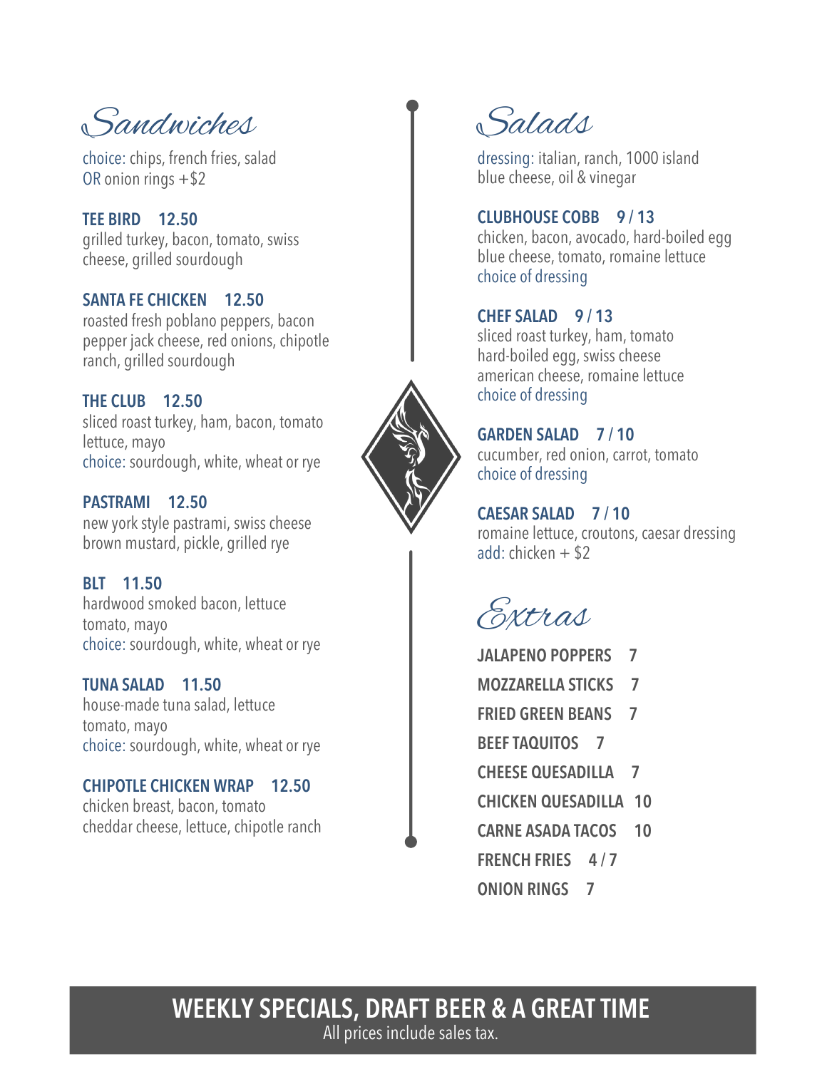## Sandwiches

choice: chips, french fries, salad
OR onion rings +$2

**TEE BIRD 12.50**
grilled turkey, bacon, tomato, swiss cheese, grilled sourdough

**SANTA FE CHICKEN 12.50**
roasted fresh poblano peppers, bacon pepper jack cheese, red onions, chipotle ranch, grilled sourdough

**THE CLUB 12.50**
sliced roast turkey, ham, bacon, tomato lettuce, mayo
choice: sourdough, white, wheat or rye

**PASTRAMI 12.50**
new york style pastrami, swiss cheese brown mustard, pickle, grilled rye

**BLT 11.50**
hardwood smoked bacon, lettuce tomato, mayo
choice: sourdough, white, wheat or rye

**TUNA SALAD 11.50**
house-made tuna salad, lettuce tomato, mayo
choice: sourdough, white, wheat or rye

**CHIPOTLE CHICKEN WRAP 12.50**
chicken breast, bacon, tomato cheddar cheese, lettuce, chipotle ranch

## Salads

dressing: italian, ranch, 1000 island blue cheese, oil & vinegar

**CLUBHOUSE COBB 9 / 13**
chicken, bacon, avocado, hard-boiled egg blue cheese, tomato, romaine lettuce
choice of dressing

**CHEF SALAD 9 / 13**
sliced roast turkey, ham, tomato hard-boiled egg, swiss cheese american cheese, romaine lettuce
choice of dressing

**GARDEN SALAD 7 / 10**
cucumber, red onion, carrot, tomato
choice of dressing

**CAESAR SALAD 7 / 10**
romaine lettuce, croutons, caesar dressing
add: chicken + $2

## Extras

**JALAPENO POPPERS 7**

**MOZZARELLA STICKS 7**

**FRIED GREEN BEANS 7**

**BEEF TAQUITOS 7**

**CHEESE QUESADILLA 7**

**CHICKEN QUESADILLA 10**

**CARNE ASADA TACOS 10**

**FRENCH FRIES 4 / 7**

**ONION RINGS 7**

**WEEKLY SPECIALS, DRAFT BEER & A GREAT TIME**

All prices include sales tax.